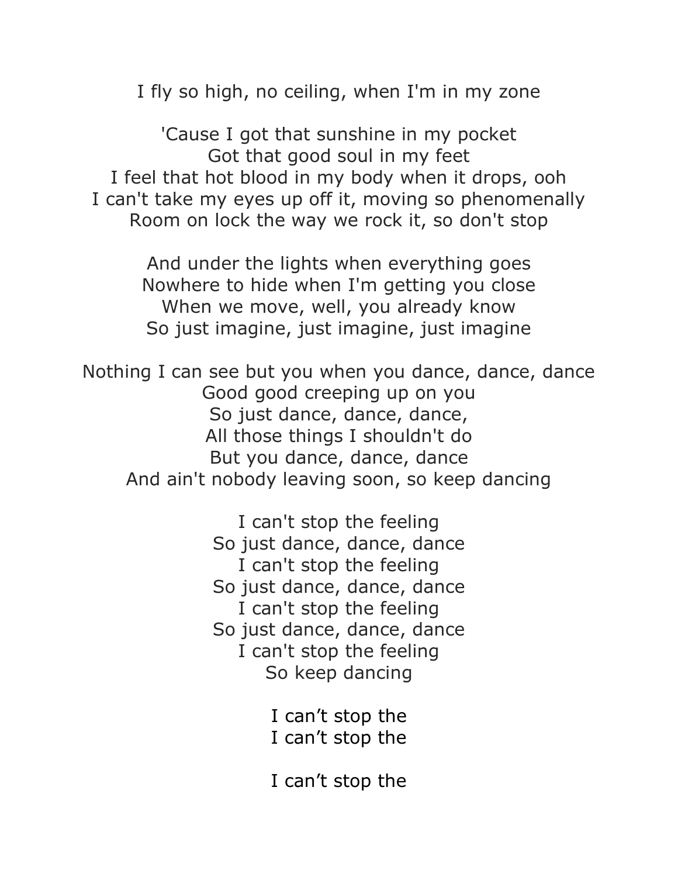I fly so high, no ceiling, when I'm in my zone

'Cause I got that sunshine in my pocket
Got that good soul in my feet
I feel that hot blood in my body when it drops, ooh
I can't take my eyes up off it, moving so phenomenally
Room on lock the way we rock it, so don't stop

And under the lights when everything goes
Nowhere to hide when I'm getting you close
When we move, well, you already know
So just imagine, just imagine, just imagine

Nothing I can see but you when you dance, dance, dance
Good good creeping up on you
So just dance, dance, dance,
All those things I shouldn't do
But you dance, dance, dance
And ain't nobody leaving soon, so keep dancing

I can't stop the feeling
So just dance, dance, dance
I can't stop the feeling
So just dance, dance, dance
I can't stop the feeling
So just dance, dance, dance
I can't stop the feeling
So keep dancing

I can't stop the
I can't stop the

I can't stop the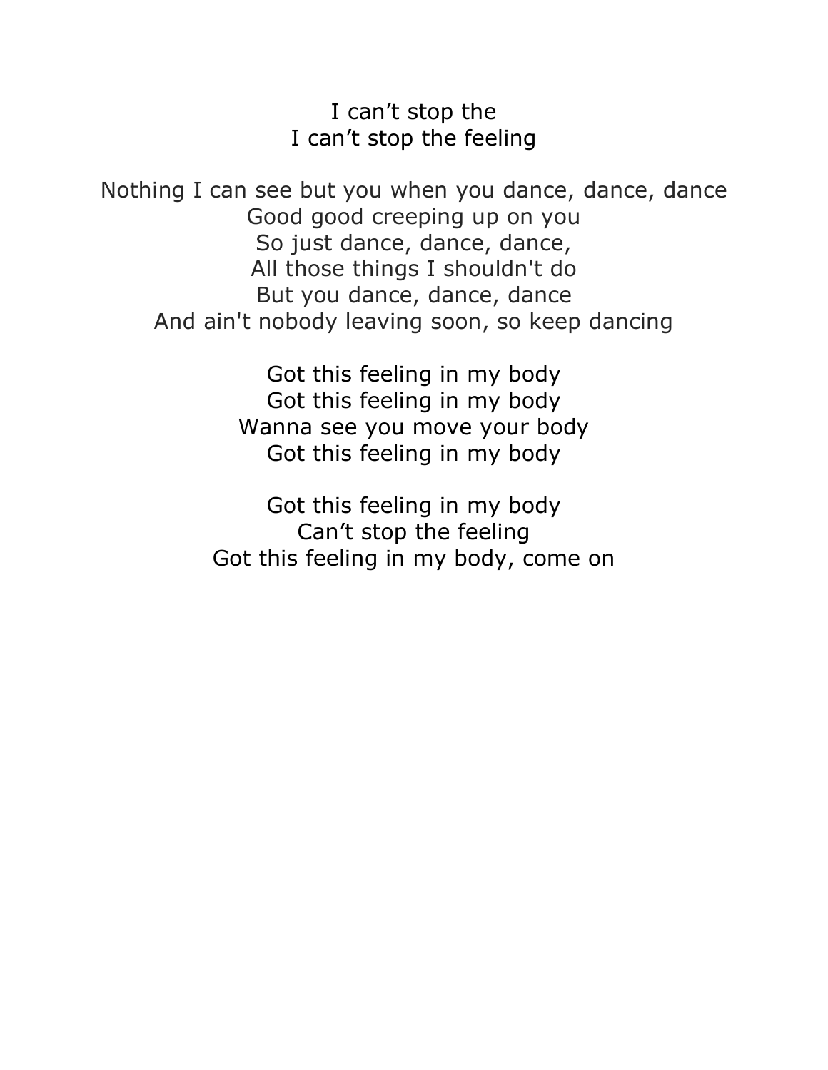I can't stop the
I can't stop the feeling

Nothing I can see but you when you dance, dance, dance
Good good creeping up on you
So just dance, dance, dance,
All those things I shouldn't do
But you dance, dance, dance
And ain't nobody leaving soon, so keep dancing

Got this feeling in my body
Got this feeling in my body
Wanna see you move your body
Got this feeling in my body

Got this feeling in my body
Can't stop the feeling
Got this feeling in my body, come on